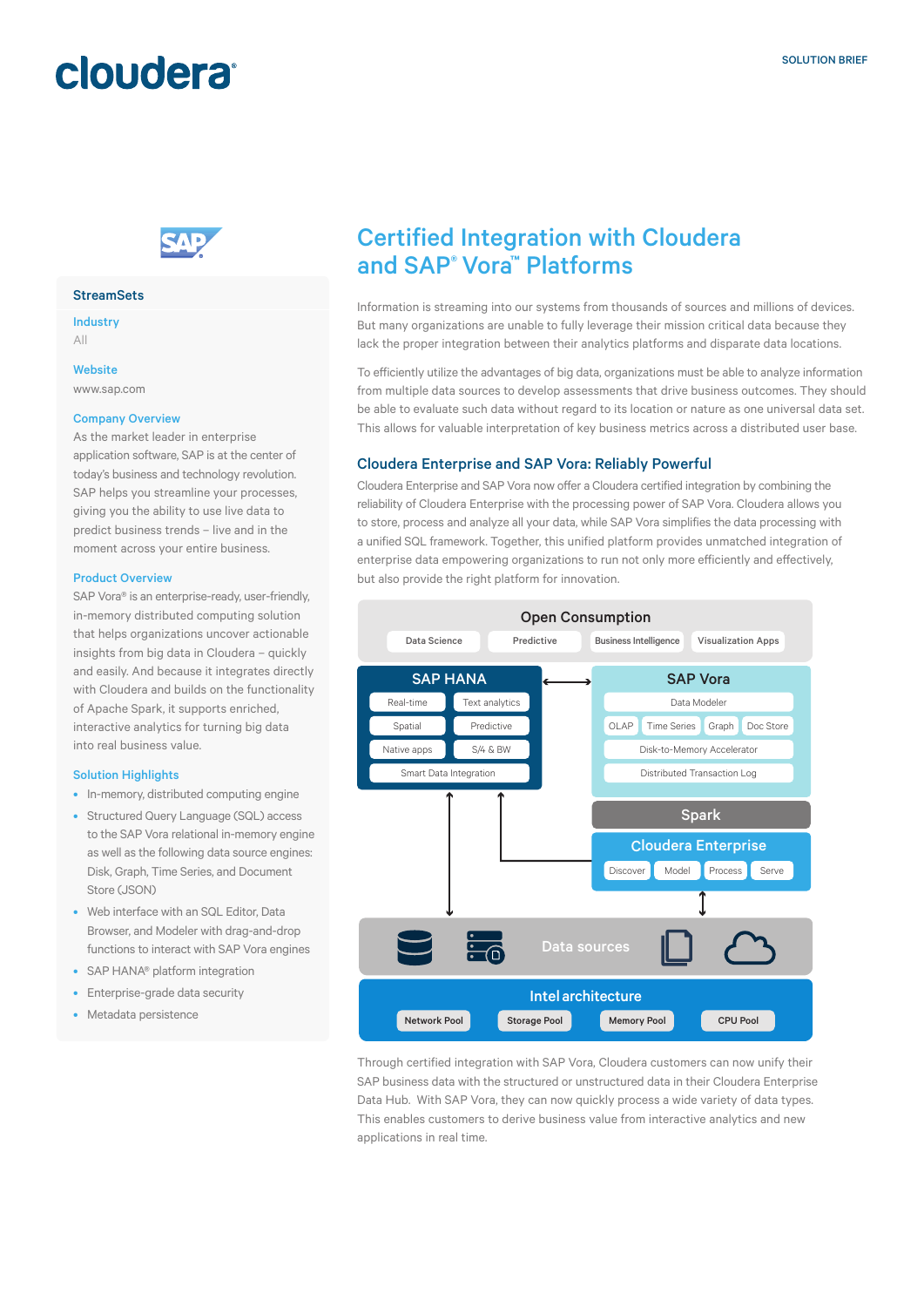SOLUTION BRIEF

# Certified Integration with Cloudera and SAP® Vora™ Platforms

Information is streaming into our systems from thousands of sources and millions of devices. But many organizations are unable to fully leverage their mission critical data because they lack the proper integration between their analytics platforms and disparate data locations.

To efficiently utilize the advantages of big data, organizations must be able to analyze information from multiple data sources to develop assessments that drive business outcomes. They should be able to evaluate such data without regard to its location or nature as one universal data set. This allows for valuable interpretation of key business metrics across a distributed user base.

## Cloudera Enterprise and SAP Vora: Reliably Powerful

Cloudera Enterprise and SAP Vora now offer a Cloudera certified integration by combining the reliability of Cloudera Enterprise with the processing power of SAP Vora. Cloudera allows you to store, process and analyze all your data, while SAP Vora simplifies the data processing with a unified SQL framework. Together, this unified platform provides unmatched integration of enterprise data empowering organizations to run not only more efficiently and effectively, but also provide the right platform for innovation.

**Open Consumption**: Data Science | Predictive | Business Intelligence | Visualization Apps

**SAP HANA**: Real-time | Text analytics | Spatial | Predictive | Native apps | S/4 & BW | Smart Data Integration

**SAP Vora**: Data Modeler | OLAP | Time Series | Graph | Doc Store | Disk-to-Memory Accelerator | Distributed Transaction Log

**Spark**

**Cloudera Enterprise**: Discover | Model | Process | Serve

**Data sources**

**Intel architecture**: Network Pool | Storage Pool | Memory Pool | CPU Pool

Through certified integration with SAP Vora, Cloudera customers can now unify their SAP business data with the structured or unstructured data in their Cloudera Enterprise Data Hub. With SAP Vora, they can now quickly process a wide variety of data types. This enables customers to derive business value from interactive analytics and new applications in real time.

### StreamSets

**Industry**
All

**Website**
www.sap.com

**Company Overview**
As the market leader in enterprise application software, SAP is at the center of today's business and technology revolution. SAP helps you streamline your processes, giving you the ability to use live data to predict business trends – live and in the moment across your entire business.

**Product Overview**
SAP Vora® is an enterprise-ready, user-friendly, in-memory distributed computing solution that helps organizations uncover actionable insights from big data in Cloudera – quickly and easily. And because it integrates directly with Cloudera and builds on the functionality of Apache Spark, it supports enriched, interactive analytics for turning big data into real business value.

**Solution Highlights**

- In-memory, distributed computing engine
- Structured Query Language (SQL) access to the SAP Vora relational in-memory engine as well as the following data source engines: Disk, Graph, Time Series, and Document Store (JSON)
- Web interface with an SQL Editor, Data Browser, and Modeler with drag-and-drop functions to interact with SAP Vora engines
- SAP HANA® platform integration
- Enterprise-grade data security
- Metadata persistence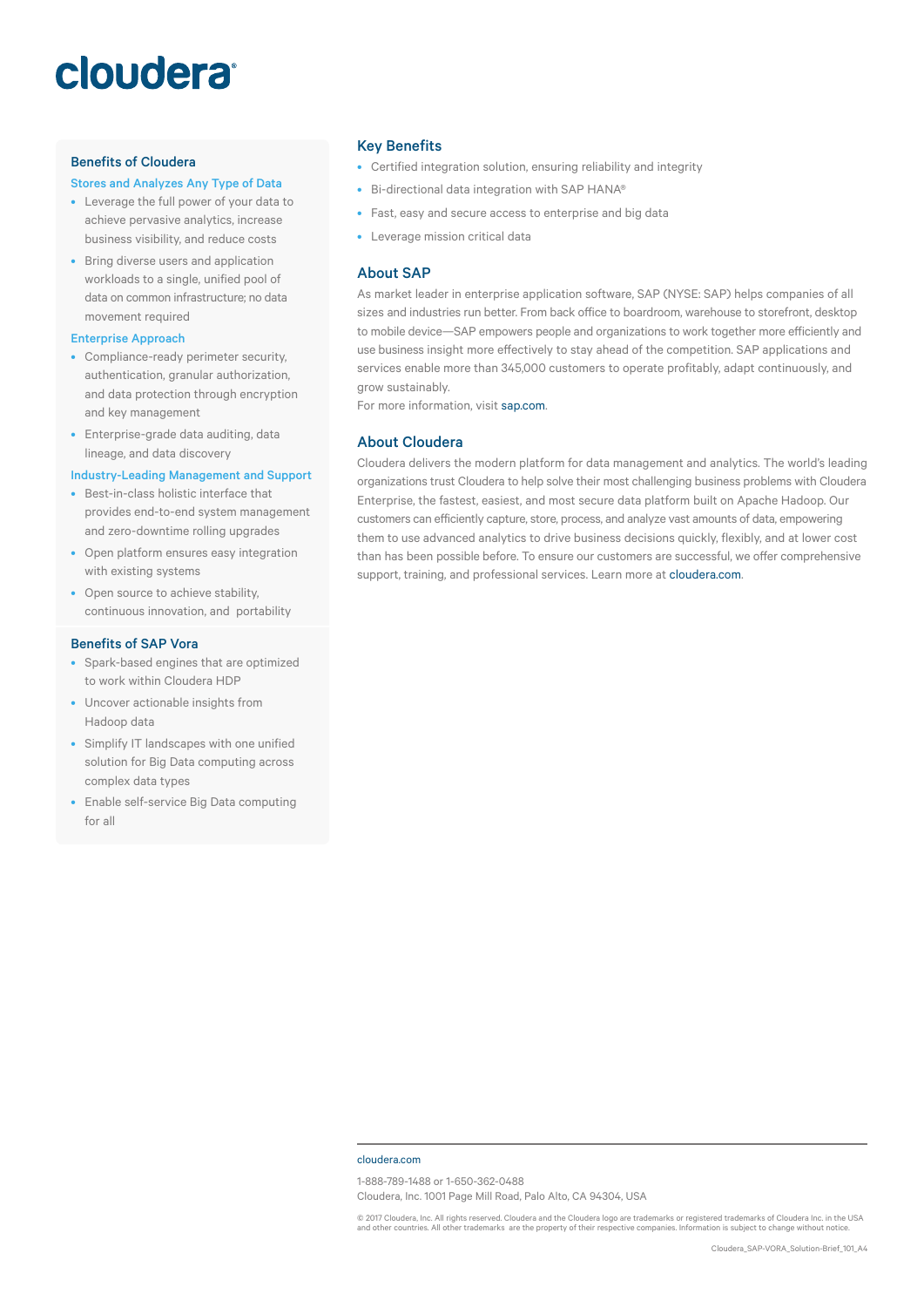cloudera

## Benefits of Cloudera

### Stores and Analyzes Any Type of Data

- Leverage the full power of your data to achieve pervasive analytics, increase business visibility, and reduce costs
- Bring diverse users and application workloads to a single, unified pool of data on common infrastructure; no data movement required

### Enterprise Approach

- Compliance-ready perimeter security, authentication, granular authorization, and data protection through encryption and key management
- Enterprise-grade data auditing, data lineage, and data discovery

### Industry-Leading Management and Support

- Best-in-class holistic interface that provides end-to-end system management and zero-downtime rolling upgrades
- Open platform ensures easy integration with existing systems
- Open source to achieve stability, continuous innovation, and portability

## Benefits of SAP Vora

- Spark-based engines that are optimized to work within Cloudera HDP
- Uncover actionable insights from Hadoop data
- Simplify IT landscapes with one unified solution for Big Data computing across complex data types
- Enable self-service Big Data computing for all

## Key Benefits

- Certified integration solution, ensuring reliability and integrity
- Bi-directional data integration with SAP HANA®
- Fast, easy and secure access to enterprise and big data
- Leverage mission critical data

## About SAP

As market leader in enterprise application software, SAP (NYSE: SAP) helps companies of all sizes and industries run better. From back office to boardroom, warehouse to storefront, desktop to mobile device—SAP empowers people and organizations to work together more efficiently and use business insight more effectively to stay ahead of the competition. SAP applications and services enable more than 345,000 customers to operate profitably, adapt continuously, and grow sustainably.
For more information, visit sap.com.

## About Cloudera

Cloudera delivers the modern platform for data management and analytics. The world's leading organizations trust Cloudera to help solve their most challenging business problems with Cloudera Enterprise, the fastest, easiest, and most secure data platform built on Apache Hadoop. Our customers can efficiently capture, store, process, and analyze vast amounts of data, empowering them to use advanced analytics to drive business decisions quickly, flexibly, and at lower cost than has been possible before. To ensure our customers are successful, we offer comprehensive support, training, and professional services. Learn more at cloudera.com.

cloudera.com

1-888-789-1488 or 1-650-362-0488
Cloudera, Inc. 1001 Page Mill Road, Palo Alto, CA 94304, USA

© 2017 Cloudera, Inc. All rights reserved. Cloudera and the Cloudera logo are trademarks or registered trademarks of Cloudera Inc. in the USA and other countries. All other trademarks are the property of their respective companies. Information is subject to change without notice.

Cloudera_SAP-VORA_Solution-Brief_101_A4